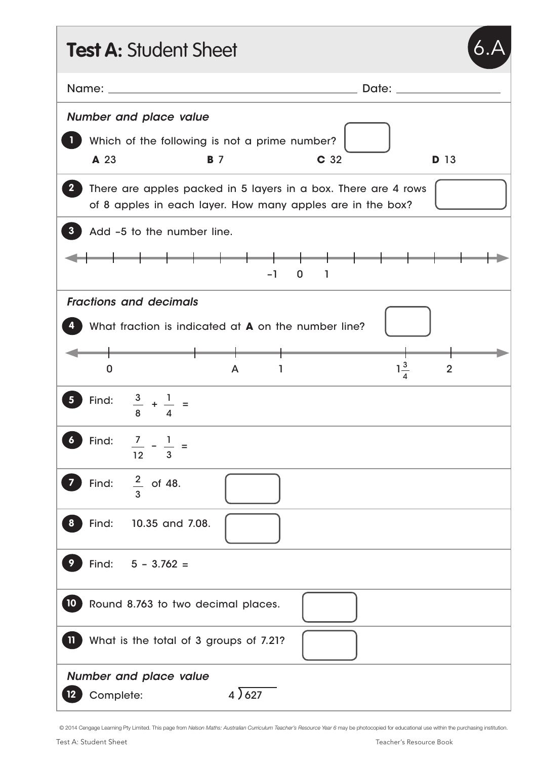# Test A: Student Sheet

6.A

Name: ______________________ Date: ______________

### *Number and place value*

**1** Which of the following is not a prime number?

**A** 23 **B** 7 **C** 32 **D** 13

**2** There are apples packed in 5 layers in a box. There are 4 rows of 8 apples in each layer. How many apples are in the box?

**3** Add –5 to the number line.

–1 0 1

### *Fractions and decimals*

**4** What fraction is indicated at **A** on the number line?

0 A 1 $1\frac{3}{4}$ 2

**5** Find: $\frac{3}{8} + \frac{1}{4} =$

**6** Find: $\frac{7}{12} - \frac{1}{3} =$

**7** Find: $\frac{2}{3}$ of 48.

**8** Find: 10.35 and 7.08.

**9** Find: $5 - 3.762 =$

**10** Round 8.763 to two decimal places.

**11** What is the total of 3 groups of 7.21?

### *Number and place value*

**12** Complete: $4\overline{)627}$

© 2014 Cengage Learning Pty Limited. This page from *Nelson Maths: Australian Curriculum Teacher's Resource Year 6* may be photocopied for educational use within the purchasing institution.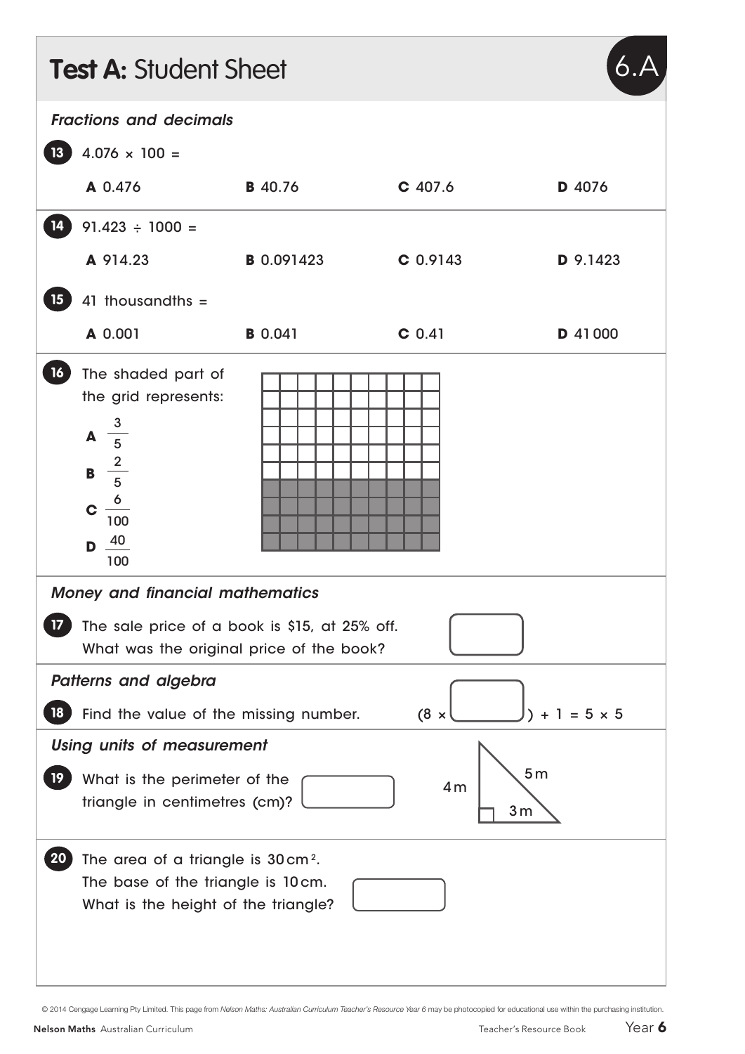# **Test A:** Student Sheet

6.A

## *Fractions and decimals*

**13** $4.076 \times 100 =$

**A** 0.476 **B** 40.76 **C** 407.6 **D** 4076

**14** $91.423 \div 1000 =$

**A** 914.23 **B** 0.091423 **C** 0.9143 **D** 9.1423

**15** 41 thousandths =

**A** 0.001 **B** 0.041 **C** 0.41 **D** 41 000

**16** The shaded part of the grid represents:

**A** $\frac{3}{5}$

**B** $\frac{2}{5}$

**C** $\frac{6}{100}$

**D** $\frac{40}{100}$

## *Money and financial mathematics*

**17** The sale price of a book is $15, at 25% off. What was the original price of the book? ☐

## *Patterns and algebra*

**18** Find the value of the missing number. $(8 \times \square) + 1 = 5 \times 5$

## *Using units of measurement*

**19** What is the perimeter of the triangle in centimetres (cm)? ☐

(Right-angled triangle with sides 4 m, 3 m and 5 m)

**20** The area of a triangle is $30\,\text{cm}^2$. The base of the triangle is 10 cm. What is the height of the triangle? ☐

© 2014 Cengage Learning Pty Limited. This page from *Nelson Maths: Australian Curriculum Teacher's Resource Year 6* may be photocopied for educational use within the purchasing institution.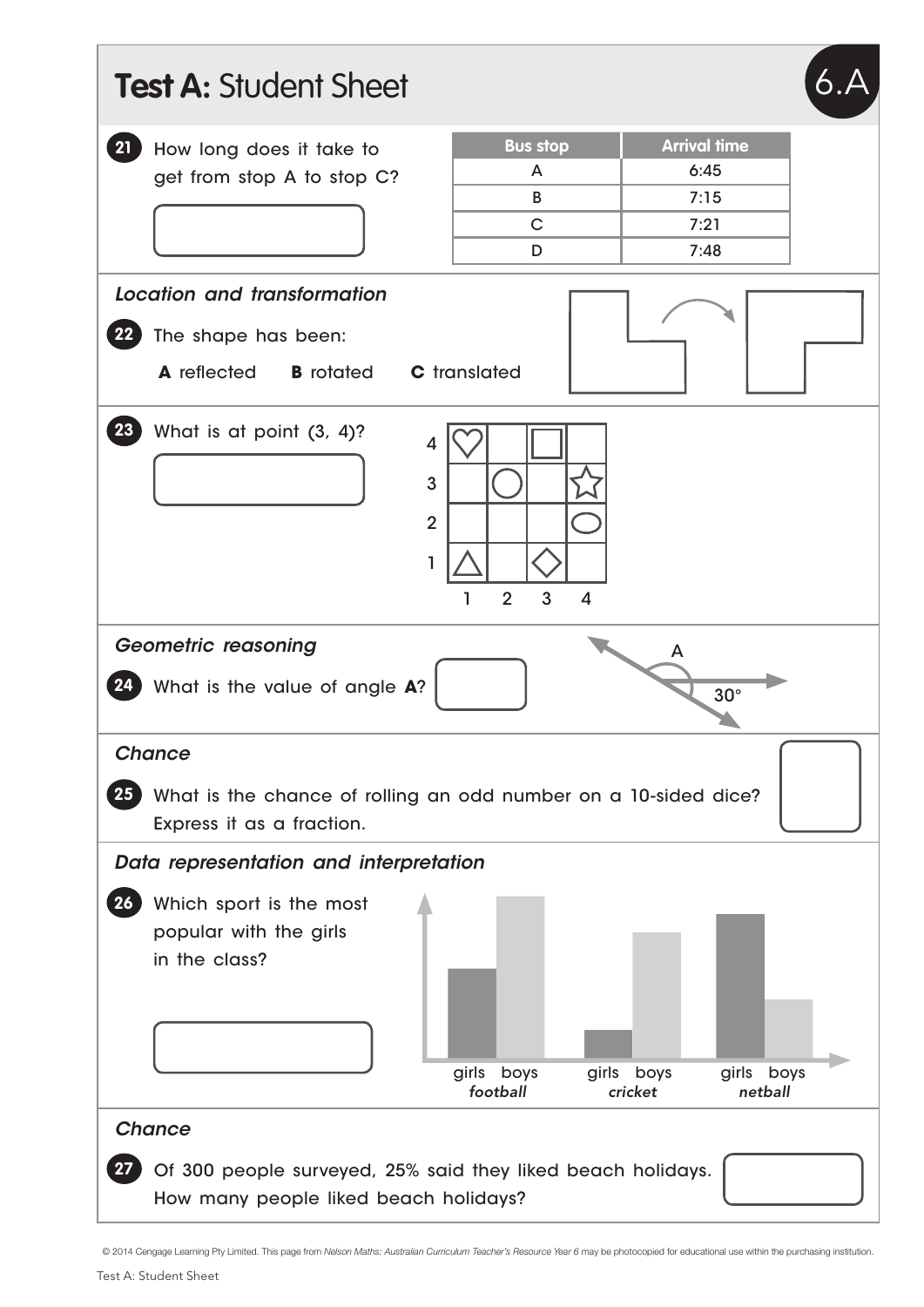# Test A: Student Sheet

6.A

**21** How long does it take to get from stop A to stop C?

| Bus stop | Arrival time |
|---|---|
| A | 6:45 |
| B | 7:15 |
| C | 7:21 |
| D | 7:48 |

### *Location and transformation*

**22** The shape has been:

**A** reflected **B** rotated **C** translated

**23** What is at point (3, 4)?

4
3
2
1
1 2 3 4

### *Geometric reasoning*

**24** What is the value of angle **A**?

A
30°

### *Chance*

**25** What is the chance of rolling an odd number on a 10-sided dice? Express it as a fraction.

### *Data representation and interpretation*

**26** Which sport is the most popular with the girls in the class?

girls boys
*football*
girls boys
*cricket*
girls boys
*netball*

### *Chance*

**27** Of 300 people surveyed, 25% said they liked beach holidays. How many people liked beach holidays?

© 2014 Cengage Learning Pty Limited. This page from *Nelson Maths: Australian Curriculum Teacher's Resource Year 6* may be photocopied for educational use within the purchasing institution.